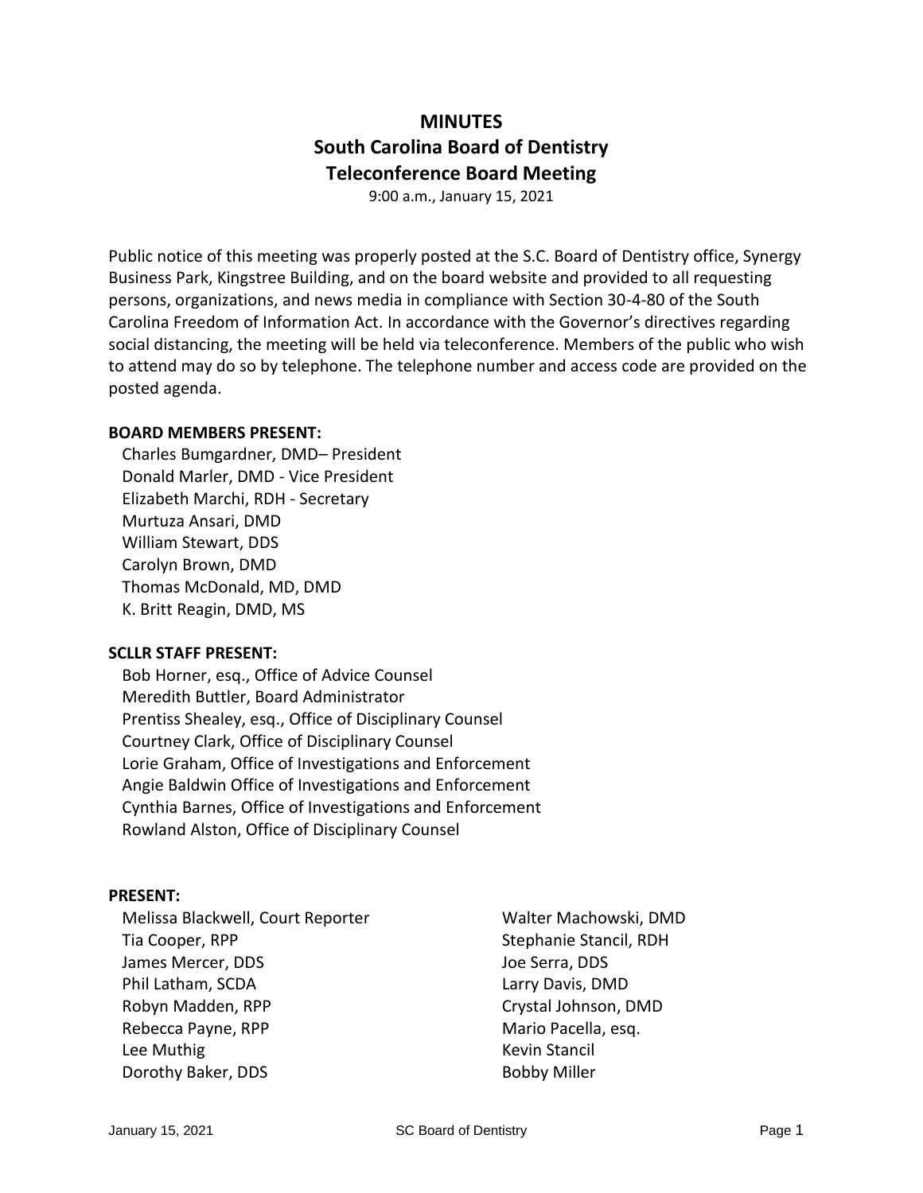# MINUTES
# South Carolina Board of Dentistry
# Teleconference Board Meeting

9:00 a.m., January 15, 2021

Public notice of this meeting was properly posted at the S.C. Board of Dentistry office, Synergy Business Park, Kingstree Building, and on the board website and provided to all requesting persons, organizations, and news media in compliance with Section 30-4-80 of the South Carolina Freedom of Information Act. In accordance with the Governor's directives regarding social distancing, the meeting will be held via teleconference. Members of the public who wish to attend may do so by telephone. The telephone number and access code are provided on the posted agenda.

**BOARD MEMBERS PRESENT:**

Charles Bumgardner, DMD– President
Donald Marler, DMD - Vice President
Elizabeth Marchi, RDH - Secretary
Murtuza Ansari, DMD
William Stewart, DDS
Carolyn Brown, DMD
Thomas McDonald, MD, DMD
K. Britt Reagin, DMD, MS

**SCLLR STAFF PRESENT:**

Bob Horner, esq., Office of Advice Counsel
Meredith Buttler, Board Administrator
Prentiss Shealey, esq., Office of Disciplinary Counsel
Courtney Clark, Office of Disciplinary Counsel
Lorie Graham, Office of Investigations and Enforcement
Angie Baldwin Office of Investigations and Enforcement
Cynthia Barnes, Office of Investigations and Enforcement
Rowland Alston, Office of Disciplinary Counsel

**PRESENT:**

Melissa Blackwell, Court Reporter
Tia Cooper, RPP
James Mercer, DDS
Phil Latham, SCDA
Robyn Madden, RPP
Rebecca Payne, RPP
Lee Muthig
Dorothy Baker, DDS
Walter Machowski, DMD
Stephanie Stancil, RDH
Joe Serra, DDS
Larry Davis, DMD
Crystal Johnson, DMD
Mario Pacella, esq.
Kevin Stancil
Bobby Miller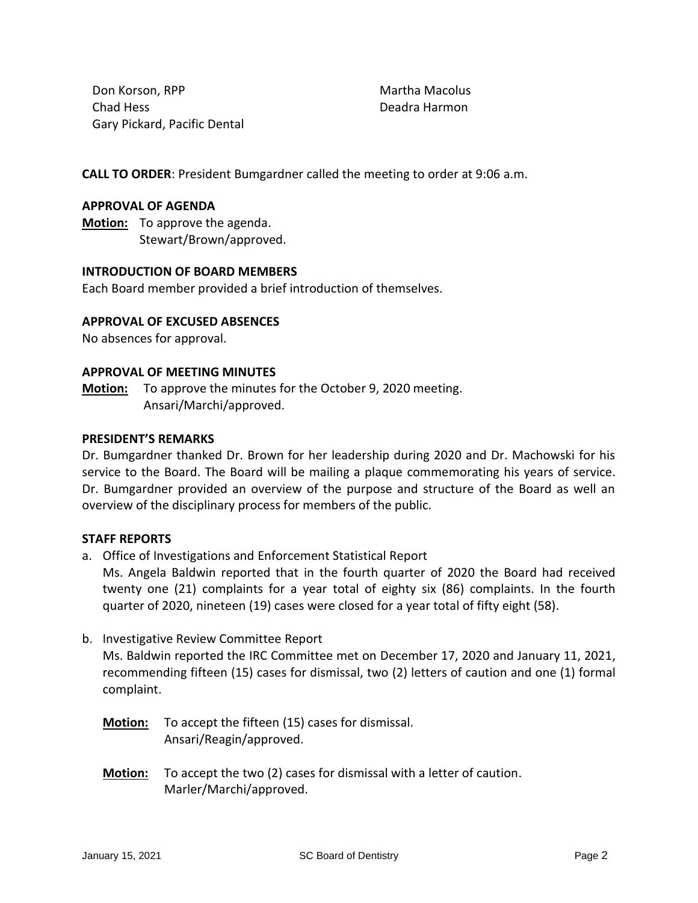Don Korson, RPP
Chad Hess
Gary Pickard, Pacific Dental
Martha Macolus
Deadra Harmon

**CALL TO ORDER**: President Bumgardner called the meeting to order at 9:06 a.m.

**APPROVAL OF AGENDA**

**Motion:** To approve the agenda.
Stewart/Brown/approved.

**INTRODUCTION OF BOARD MEMBERS**

Each Board member provided a brief introduction of themselves.

**APPROVAL OF EXCUSED ABSENCES**

No absences for approval.

**APPROVAL OF MEETING MINUTES**

**Motion:** To approve the minutes for the October 9, 2020 meeting.
Ansari/Marchi/approved.

**PRESIDENT'S REMARKS**

Dr. Bumgardner thanked Dr. Brown for her leadership during 2020 and Dr. Machowski for his service to the Board. The Board will be mailing a plaque commemorating his years of service. Dr. Bumgardner provided an overview of the purpose and structure of the Board as well an overview of the disciplinary process for members of the public.

**STAFF REPORTS**

a. Office of Investigations and Enforcement Statistical Report
   Ms. Angela Baldwin reported that in the fourth quarter of 2020 the Board had received twenty one (21) complaints for a year total of eighty six (86) complaints. In the fourth quarter of 2020, nineteen (19) cases were closed for a year total of fifty eight (58).

b. Investigative Review Committee Report
   Ms. Baldwin reported the IRC Committee met on December 17, 2020 and January 11, 2021, recommending fifteen (15) cases for dismissal, two (2) letters of caution and one (1) formal complaint.

   **Motion:** To accept the fifteen (15) cases for dismissal.
   Ansari/Reagin/approved.

   **Motion:** To accept the two (2) cases for dismissal with a letter of caution.
   Marler/Marchi/approved.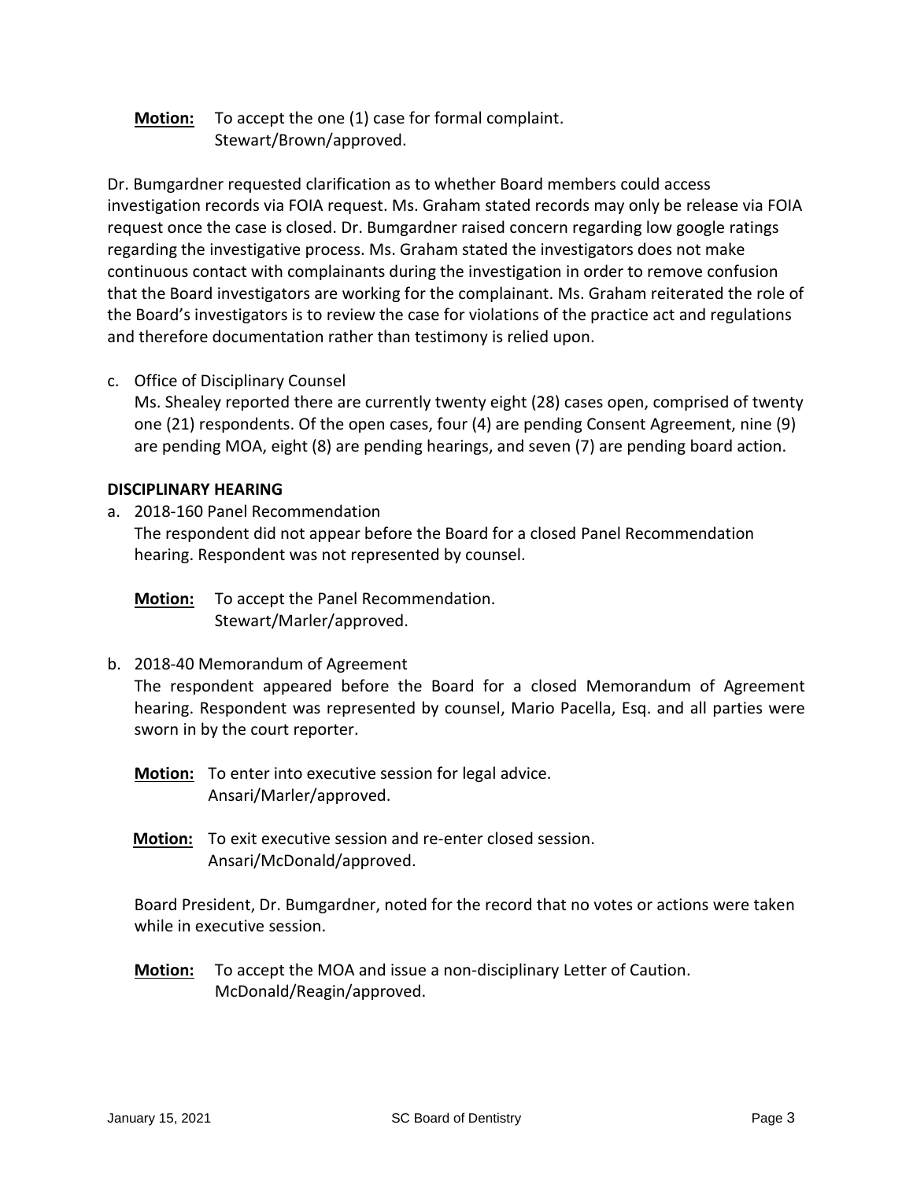**Motion:** To accept the one (1) case for formal complaint.
Stewart/Brown/approved.

Dr. Bumgardner requested clarification as to whether Board members could access investigation records via FOIA request. Ms. Graham stated records may only be release via FOIA request once the case is closed. Dr. Bumgardner raised concern regarding low google ratings regarding the investigative process. Ms. Graham stated the investigators does not make continuous contact with complainants during the investigation in order to remove confusion that the Board investigators are working for the complainant. Ms. Graham reiterated the role of the Board's investigators is to review the case for violations of the practice act and regulations and therefore documentation rather than testimony is relied upon.

c. Office of Disciplinary Counsel
   Ms. Shealey reported there are currently twenty eight (28) cases open, comprised of twenty one (21) respondents. Of the open cases, four (4) are pending Consent Agreement, nine (9) are pending MOA, eight (8) are pending hearings, and seven (7) are pending board action.

**DISCIPLINARY HEARING**

a. 2018-160 Panel Recommendation
   The respondent did not appear before the Board for a closed Panel Recommendation hearing. Respondent was not represented by counsel.

   **Motion:** To accept the Panel Recommendation.
   Stewart/Marler/approved.

b. 2018-40 Memorandum of Agreement
   The respondent appeared before the Board for a closed Memorandum of Agreement hearing. Respondent was represented by counsel, Mario Pacella, Esq. and all parties were sworn in by the court reporter.

   **Motion:** To enter into executive session for legal advice.
   Ansari/Marler/approved.

   **Motion:** To exit executive session and re-enter closed session.
   Ansari/McDonald/approved.

   Board President, Dr. Bumgardner, noted for the record that no votes or actions were taken while in executive session.

   **Motion:** To accept the MOA and issue a non-disciplinary Letter of Caution.
   McDonald/Reagin/approved.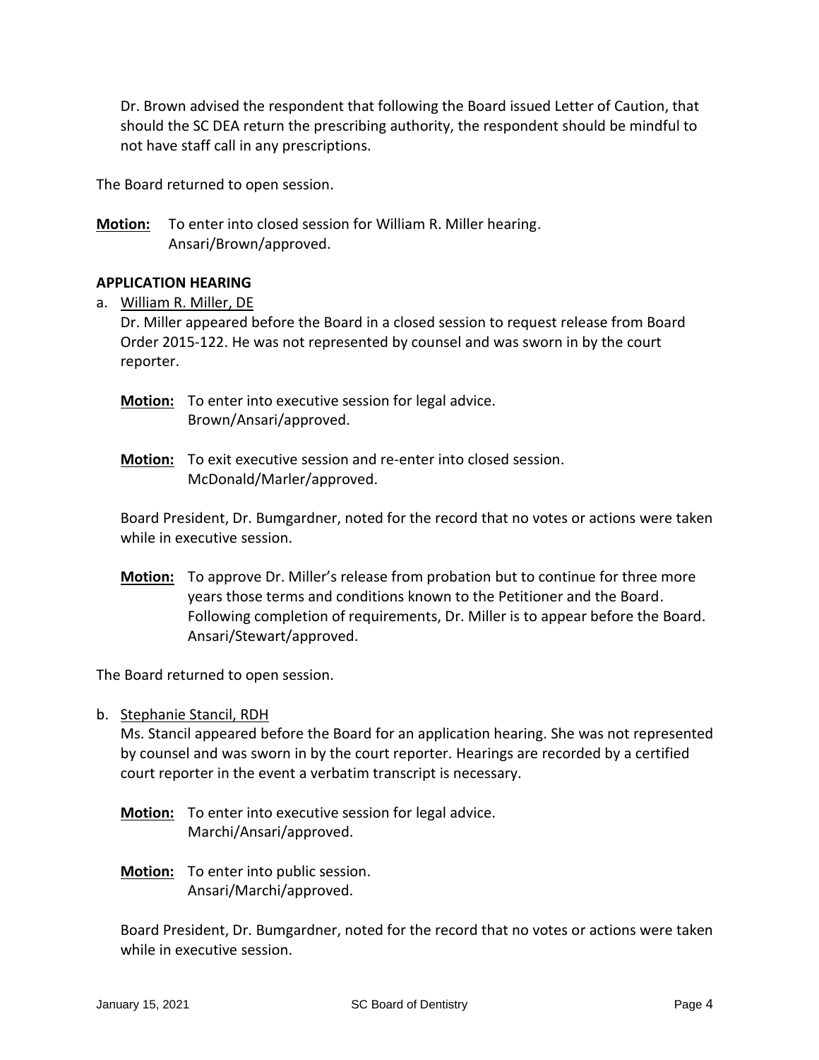Dr. Brown advised the respondent that following the Board issued Letter of Caution, that should the SC DEA return the prescribing authority, the respondent should be mindful to not have staff call in any prescriptions.

The Board returned to open session.

**Motion:** To enter into closed session for William R. Miller hearing.
Ansari/Brown/approved.

**APPLICATION HEARING**

a. William R. Miller, DE

   Dr. Miller appeared before the Board in a closed session to request release from Board Order 2015-122. He was not represented by counsel and was sworn in by the court reporter.

   **Motion:** To enter into executive session for legal advice.
   Brown/Ansari/approved.

   **Motion:** To exit executive session and re-enter into closed session.
   McDonald/Marler/approved.

   Board President, Dr. Bumgardner, noted for the record that no votes or actions were taken while in executive session.

   **Motion:** To approve Dr. Miller's release from probation but to continue for three more years those terms and conditions known to the Petitioner and the Board. Following completion of requirements, Dr. Miller is to appear before the Board.
   Ansari/Stewart/approved.

The Board returned to open session.

b. Stephanie Stancil, RDH

   Ms. Stancil appeared before the Board for an application hearing. She was not represented by counsel and was sworn in by the court reporter. Hearings are recorded by a certified court reporter in the event a verbatim transcript is necessary.

   **Motion:** To enter into executive session for legal advice.
   Marchi/Ansari/approved.

   **Motion:** To enter into public session.
   Ansari/Marchi/approved.

   Board President, Dr. Bumgardner, noted for the record that no votes or actions were taken while in executive session.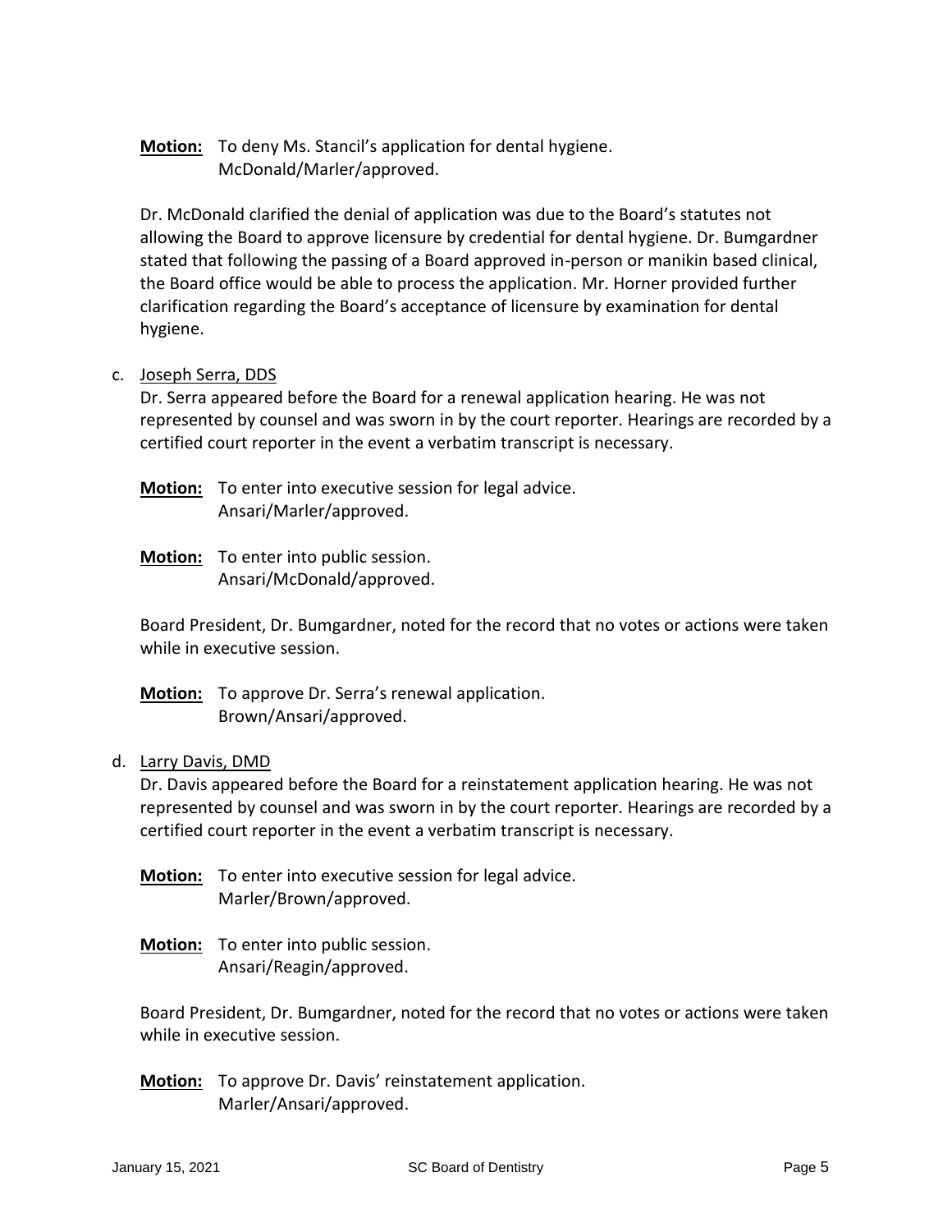**Motion:** To deny Ms. Stancil's application for dental hygiene.
McDonald/Marler/approved.

Dr. McDonald clarified the denial of application was due to the Board's statutes not allowing the Board to approve licensure by credential for dental hygiene. Dr. Bumgardner stated that following the passing of a Board approved in-person or manikin based clinical, the Board office would be able to process the application. Mr. Horner provided further clarification regarding the Board's acceptance of licensure by examination for dental hygiene.

c. Joseph Serra, DDS

Dr. Serra appeared before the Board for a renewal application hearing. He was not represented by counsel and was sworn in by the court reporter. Hearings are recorded by a certified court reporter in the event a verbatim transcript is necessary.

**Motion:** To enter into executive session for legal advice.
Ansari/Marler/approved.

**Motion:** To enter into public session.
Ansari/McDonald/approved.

Board President, Dr. Bumgardner, noted for the record that no votes or actions were taken while in executive session.

**Motion:** To approve Dr. Serra's renewal application.
Brown/Ansari/approved.

d. Larry Davis, DMD

Dr. Davis appeared before the Board for a reinstatement application hearing. He was not represented by counsel and was sworn in by the court reporter. Hearings are recorded by a certified court reporter in the event a verbatim transcript is necessary.

**Motion:** To enter into executive session for legal advice.
Marler/Brown/approved.

**Motion:** To enter into public session.
Ansari/Reagin/approved.

Board President, Dr. Bumgardner, noted for the record that no votes or actions were taken while in executive session.

**Motion:** To approve Dr. Davis' reinstatement application.
Marler/Ansari/approved.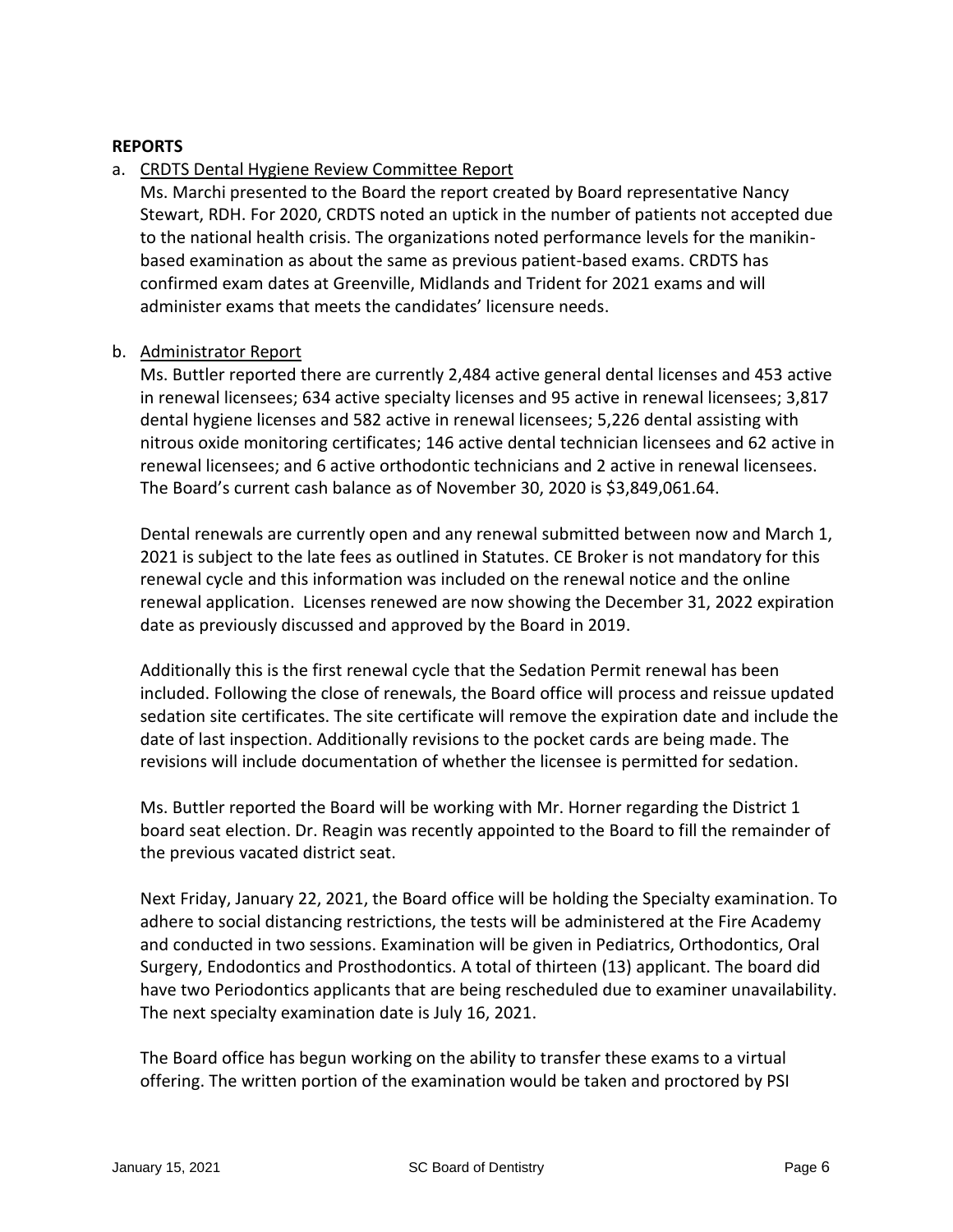**REPORTS**

a. CRDTS Dental Hygiene Review Committee Report

Ms. Marchi presented to the Board the report created by Board representative Nancy Stewart, RDH. For 2020, CRDTS noted an uptick in the number of patients not accepted due to the national health crisis. The organizations noted performance levels for the manikin-based examination as about the same as previous patient-based exams. CRDTS has confirmed exam dates at Greenville, Midlands and Trident for 2021 exams and will administer exams that meets the candidates' licensure needs.

b. Administrator Report

Ms. Buttler reported there are currently 2,484 active general dental licenses and 453 active in renewal licensees; 634 active specialty licenses and 95 active in renewal licensees; 3,817 dental hygiene licenses and 582 active in renewal licensees; 5,226 dental assisting with nitrous oxide monitoring certificates; 146 active dental technician licensees and 62 active in renewal licensees; and 6 active orthodontic technicians and 2 active in renewal licensees. The Board's current cash balance as of November 30, 2020 is $3,849,061.64.

Dental renewals are currently open and any renewal submitted between now and March 1, 2021 is subject to the late fees as outlined in Statutes. CE Broker is not mandatory for this renewal cycle and this information was included on the renewal notice and the online renewal application. Licenses renewed are now showing the December 31, 2022 expiration date as previously discussed and approved by the Board in 2019.

Additionally this is the first renewal cycle that the Sedation Permit renewal has been included. Following the close of renewals, the Board office will process and reissue updated sedation site certificates. The site certificate will remove the expiration date and include the date of last inspection. Additionally revisions to the pocket cards are being made. The revisions will include documentation of whether the licensee is permitted for sedation.

Ms. Buttler reported the Board will be working with Mr. Horner regarding the District 1 board seat election. Dr. Reagin was recently appointed to the Board to fill the remainder of the previous vacated district seat.

Next Friday, January 22, 2021, the Board office will be holding the Specialty examination. To adhere to social distancing restrictions, the tests will be administered at the Fire Academy and conducted in two sessions. Examination will be given in Pediatrics, Orthodontics, Oral Surgery, Endodontics and Prosthodontics. A total of thirteen (13) applicant. The board did have two Periodontics applicants that are being rescheduled due to examiner unavailability. The next specialty examination date is July 16, 2021.

The Board office has begun working on the ability to transfer these exams to a virtual offering. The written portion of the examination would be taken and proctored by PSI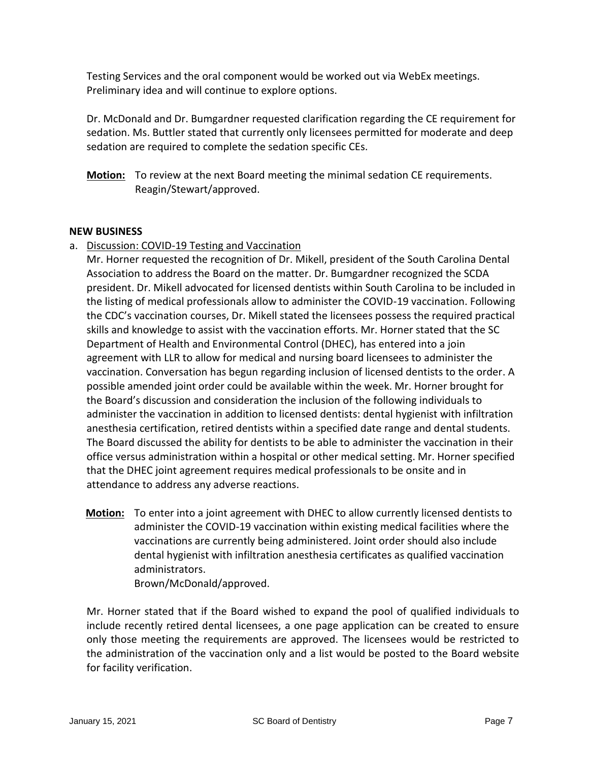Testing Services and the oral component would be worked out via WebEx meetings. Preliminary idea and will continue to explore options.

Dr. McDonald and Dr. Bumgardner requested clarification regarding the CE requirement for sedation. Ms. Buttler stated that currently only licensees permitted for moderate and deep sedation are required to complete the sedation specific CEs.

**Motion:** To review at the next Board meeting the minimal sedation CE requirements. Reagin/Stewart/approved.

**NEW BUSINESS**

a. Discussion: COVID-19 Testing and Vaccination

Mr. Horner requested the recognition of Dr. Mikell, president of the South Carolina Dental Association to address the Board on the matter. Dr. Bumgardner recognized the SCDA president. Dr. Mikell advocated for licensed dentists within South Carolina to be included in the listing of medical professionals allow to administer the COVID-19 vaccination. Following the CDC's vaccination courses, Dr. Mikell stated the licensees possess the required practical skills and knowledge to assist with the vaccination efforts. Mr. Horner stated that the SC Department of Health and Environmental Control (DHEC), has entered into a join agreement with LLR to allow for medical and nursing board licensees to administer the vaccination. Conversation has begun regarding inclusion of licensed dentists to the order. A possible amended joint order could be available within the week. Mr. Horner brought for the Board's discussion and consideration the inclusion of the following individuals to administer the vaccination in addition to licensed dentists: dental hygienist with infiltration anesthesia certification, retired dentists within a specified date range and dental students. The Board discussed the ability for dentists to be able to administer the vaccination in their office versus administration within a hospital or other medical setting. Mr. Horner specified that the DHEC joint agreement requires medical professionals to be onsite and in attendance to address any adverse reactions.

**Motion:** To enter into a joint agreement with DHEC to allow currently licensed dentists to administer the COVID-19 vaccination within existing medical facilities where the vaccinations are currently being administered. Joint order should also include dental hygienist with infiltration anesthesia certificates as qualified vaccination administrators.
Brown/McDonald/approved.

Mr. Horner stated that if the Board wished to expand the pool of qualified individuals to include recently retired dental licensees, a one page application can be created to ensure only those meeting the requirements are approved. The licensees would be restricted to the administration of the vaccination only and a list would be posted to the Board website for facility verification.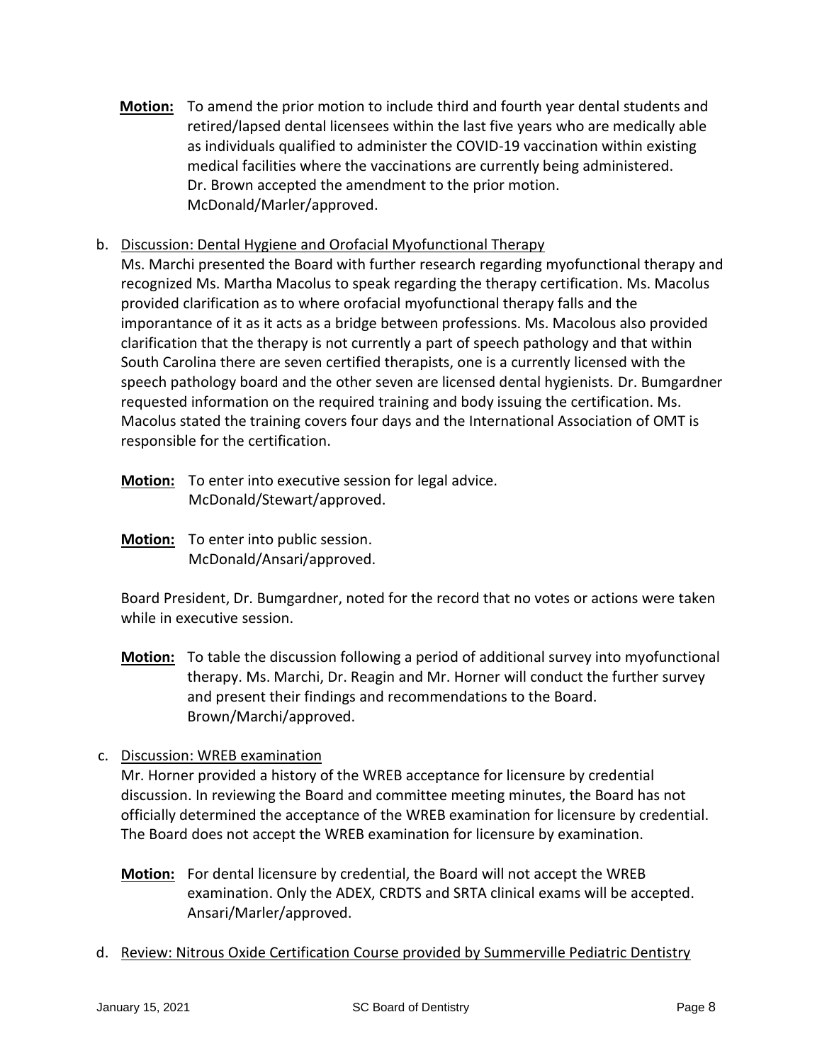**Motion:** To amend the prior motion to include third and fourth year dental students and retired/lapsed dental licensees within the last five years who are medically able as individuals qualified to administer the COVID-19 vaccination within existing medical facilities where the vaccinations are currently being administered. Dr. Brown accepted the amendment to the prior motion. McDonald/Marler/approved.

b. Discussion: Dental Hygiene and Orofacial Myofunctional Therapy

Ms. Marchi presented the Board with further research regarding myofunctional therapy and recognized Ms. Martha Macolus to speak regarding the therapy certification. Ms. Macolus provided clarification as to where orofacial myofunctional therapy falls and the imporantance of it as it acts as a bridge between professions. Ms. Macolous also provided clarification that the therapy is not currently a part of speech pathology and that within South Carolina there are seven certified therapists, one is a currently licensed with the speech pathology board and the other seven are licensed dental hygienists. Dr. Bumgardner requested information on the required training and body issuing the certification. Ms. Macolus stated the training covers four days and the International Association of OMT is responsible for the certification.

**Motion:** To enter into executive session for legal advice. McDonald/Stewart/approved.

**Motion:** To enter into public session. McDonald/Ansari/approved.

Board President, Dr. Bumgardner, noted for the record that no votes or actions were taken while in executive session.

**Motion:** To table the discussion following a period of additional survey into myofunctional therapy. Ms. Marchi, Dr. Reagin and Mr. Horner will conduct the further survey and present their findings and recommendations to the Board. Brown/Marchi/approved.

c. Discussion: WREB examination

Mr. Horner provided a history of the WREB acceptance for licensure by credential discussion. In reviewing the Board and committee meeting minutes, the Board has not officially determined the acceptance of the WREB examination for licensure by credential. The Board does not accept the WREB examination for licensure by examination.

**Motion:** For dental licensure by credential, the Board will not accept the WREB examination. Only the ADEX, CRDTS and SRTA clinical exams will be accepted. Ansari/Marler/approved.

d. Review: Nitrous Oxide Certification Course provided by Summerville Pediatric Dentistry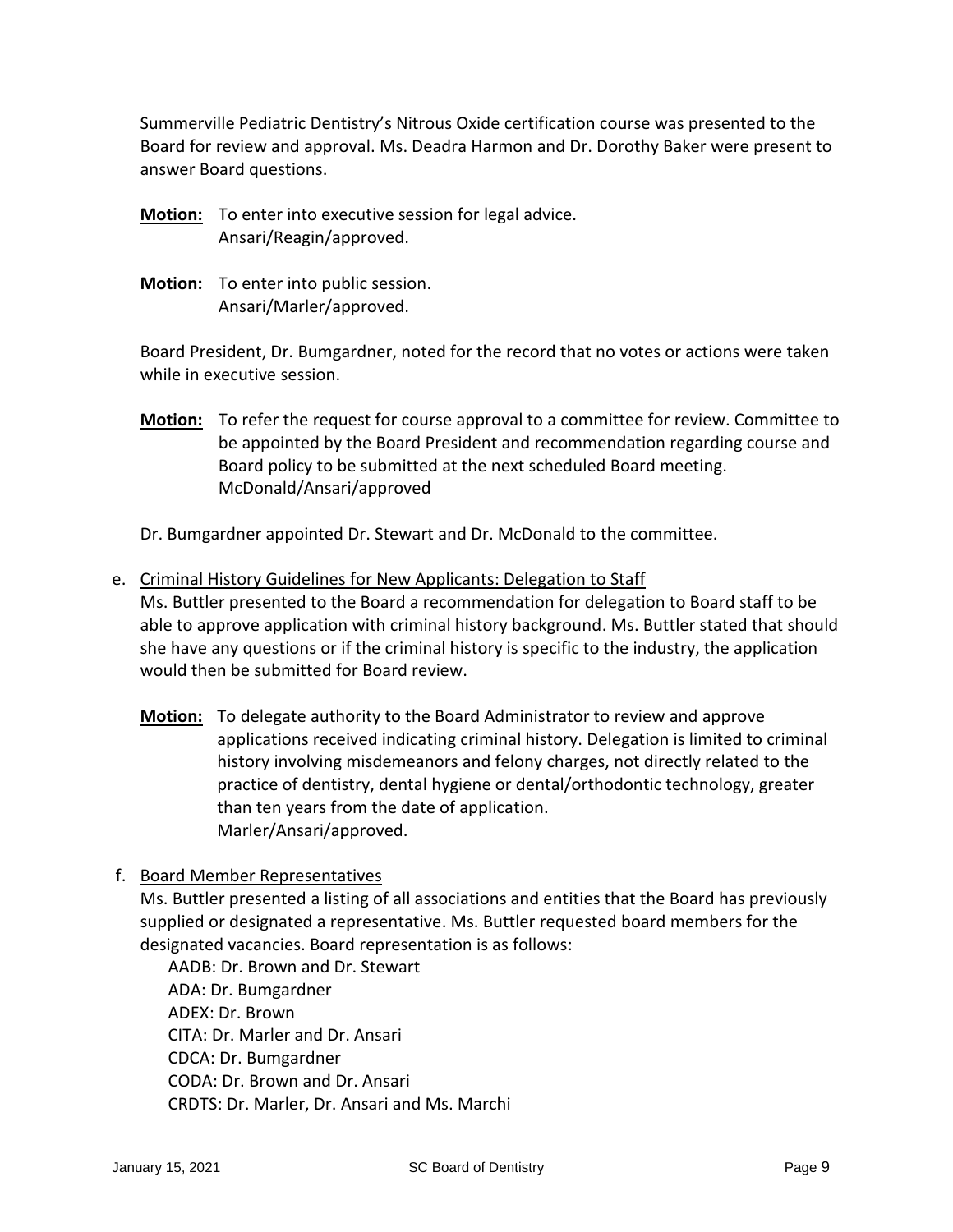Summerville Pediatric Dentistry's Nitrous Oxide certification course was presented to the Board for review and approval. Ms. Deadra Harmon and Dr. Dorothy Baker were present to answer Board questions.

**Motion:** To enter into executive session for legal advice.
Ansari/Reagin/approved.

**Motion:** To enter into public session.
Ansari/Marler/approved.

Board President, Dr. Bumgardner, noted for the record that no votes or actions were taken while in executive session.

**Motion:** To refer the request for course approval to a committee for review. Committee to be appointed by the Board President and recommendation regarding course and Board policy to be submitted at the next scheduled Board meeting.
McDonald/Ansari/approved

Dr. Bumgardner appointed Dr. Stewart and Dr. McDonald to the committee.

e. Criminal History Guidelines for New Applicants: Delegation to Staff

Ms. Buttler presented to the Board a recommendation for delegation to Board staff to be able to approve application with criminal history background. Ms. Buttler stated that should she have any questions or if the criminal history is specific to the industry, the application would then be submitted for Board review.

**Motion:** To delegate authority to the Board Administrator to review and approve applications received indicating criminal history. Delegation is limited to criminal history involving misdemeanors and felony charges, not directly related to the practice of dentistry, dental hygiene or dental/orthodontic technology, greater than ten years from the date of application.
Marler/Ansari/approved.

f. Board Member Representatives

Ms. Buttler presented a listing of all associations and entities that the Board has previously supplied or designated a representative. Ms. Buttler requested board members for the designated vacancies. Board representation is as follows:

AADB: Dr. Brown and Dr. Stewart
ADA: Dr. Bumgardner
ADEX: Dr. Brown
CITA: Dr. Marler and Dr. Ansari
CDCA: Dr. Bumgardner
CODA: Dr. Brown and Dr. Ansari
CRDTS: Dr. Marler, Dr. Ansari and Ms. Marchi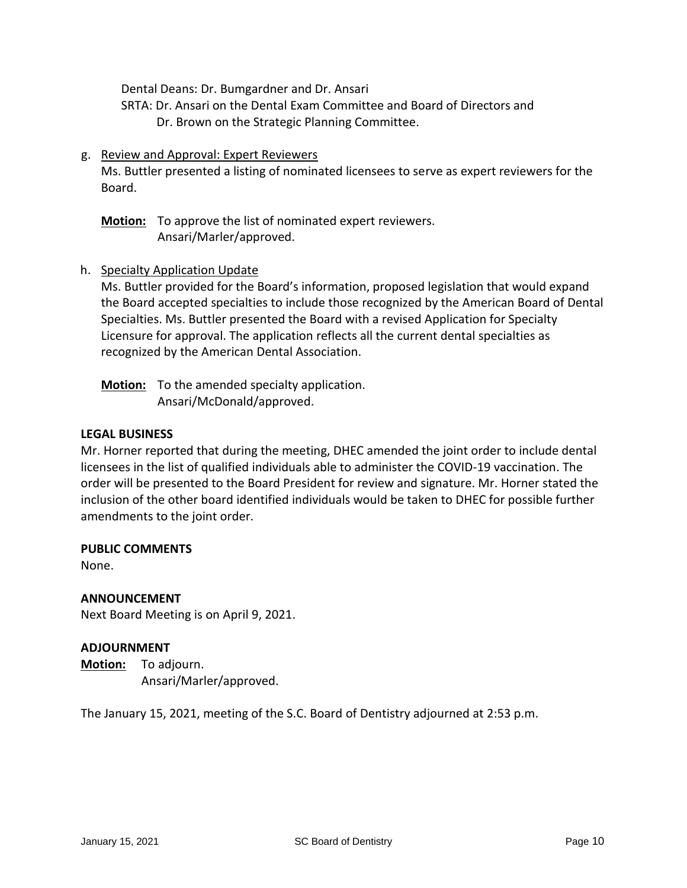Dental Deans: Dr. Bumgardner and Dr. Ansari
SRTA: Dr. Ansari on the Dental Exam Committee and Board of Directors and
Dr. Brown on the Strategic Planning Committee.

g. Review and Approval: Expert Reviewers
Ms. Buttler presented a listing of nominated licensees to serve as expert reviewers for the Board.

**Motion:** To approve the list of nominated expert reviewers.
Ansari/Marler/approved.

h. Specialty Application Update
Ms. Buttler provided for the Board's information, proposed legislation that would expand the Board accepted specialties to include those recognized by the American Board of Dental Specialties. Ms. Buttler presented the Board with a revised Application for Specialty Licensure for approval. The application reflects all the current dental specialties as recognized by the American Dental Association.

**Motion:** To the amended specialty application.
Ansari/McDonald/approved.

**LEGAL BUSINESS**

Mr. Horner reported that during the meeting, DHEC amended the joint order to include dental licensees in the list of qualified individuals able to administer the COVID-19 vaccination. The order will be presented to the Board President for review and signature. Mr. Horner stated the inclusion of the other board identified individuals would be taken to DHEC for possible further amendments to the joint order.

**PUBLIC COMMENTS**

None.

**ANNOUNCEMENT**

Next Board Meeting is on April 9, 2021.

**ADJOURNMENT**

**Motion:** To adjourn.
Ansari/Marler/approved.

The January 15, 2021, meeting of the S.C. Board of Dentistry adjourned at 2:53 p.m.